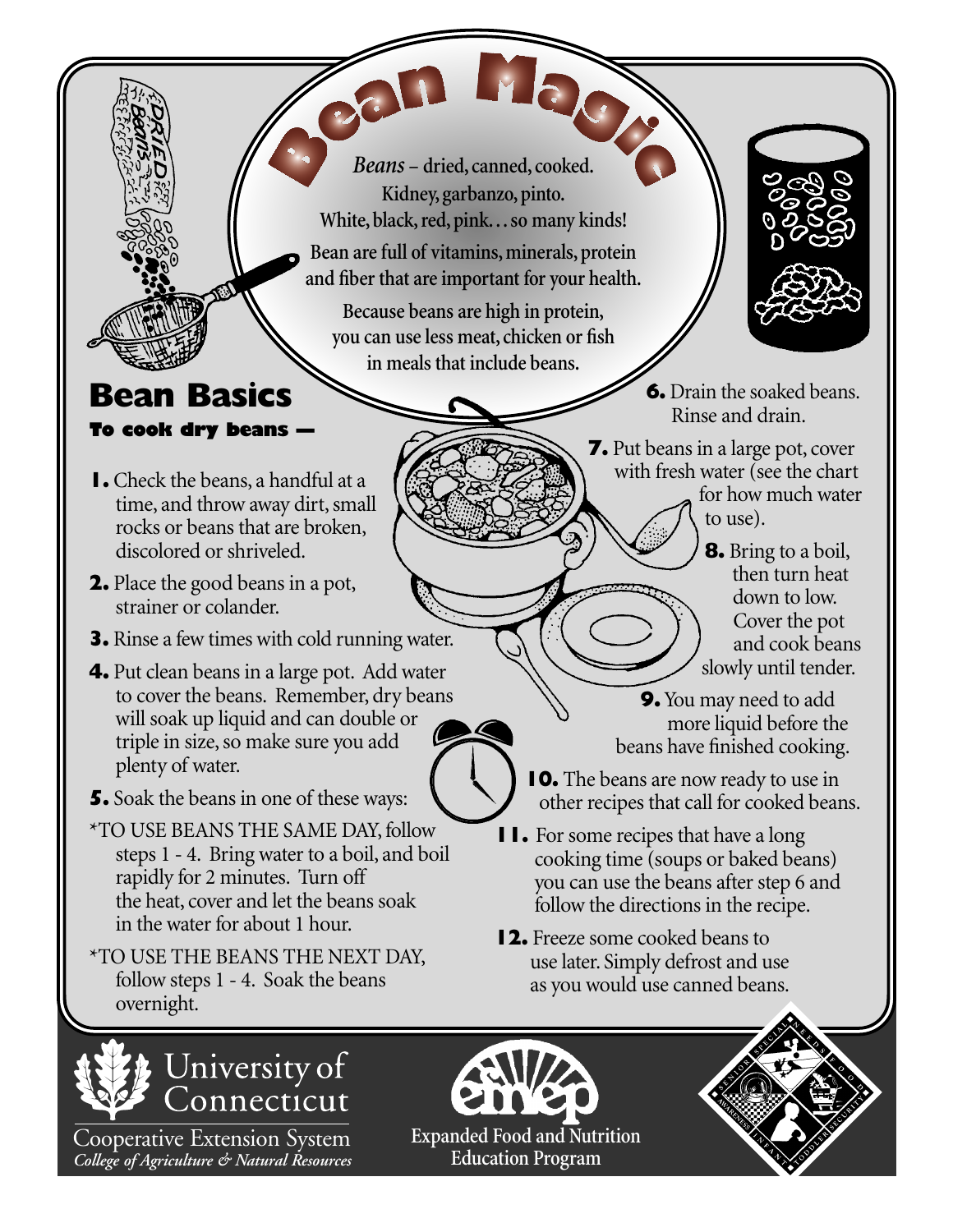# Bean Magic

*Beans* – dried, canned, cooked.
Kidney, garbanzo, pinto.
White, black, red, pink. . . so many kinds!

Bean are full of vitamins, minerals, protein and fiber that are important for your health.

Because beans are high in protein, you can use less meat, chicken or fish in meals that include beans.

DRIED Beans

## Bean Basics

### To cook dry beans —

1. Check the beans, a handful at a time, and throw away dirt, small rocks or beans that are broken, discolored or shriveled.
2. Place the good beans in a pot, strainer or colander.
3. Rinse a few times with cold running water.
4. Put clean beans in a large pot. Add water to cover the beans. Remember, dry beans will soak up liquid and can double or triple in size, so make sure you add plenty of water.
5. Soak the beans in one of these ways:

*TO USE BEANS THE SAME DAY, follow steps 1 - 4. Bring water to a boil, and boil rapidly for 2 minutes. Turn off the heat, cover and let the beans soak in the water for about 1 hour.

*TO USE THE BEANS THE NEXT DAY, follow steps 1 - 4. Soak the beans overnight.

6. Drain the soaked beans. Rinse and drain.
7. Put beans in a large pot, cover with fresh water (see the chart for how much water to use).
8. Bring to a boil, then turn heat down to low. Cover the pot and cook beans slowly until tender.
9. You may need to add more liquid before the beans have finished cooking.
10. The beans are now ready to use in other recipes that call for cooked beans.
11. For some recipes that have a long cooking time (soups or baked beans) you can use the beans after step 6 and follow the directions in the recipe.
12. Freeze some cooked beans to use later. Simply defrost and use as you would use canned beans.

University of Connecticut
Cooperative Extension System
*College of Agriculture & Natural Resources*

efnep
Expanded Food and Nutrition Education Program

SENIOR · SPECIAL NEEDS · FOOD SECURITY · TODDLER · INFANT · AWARENESS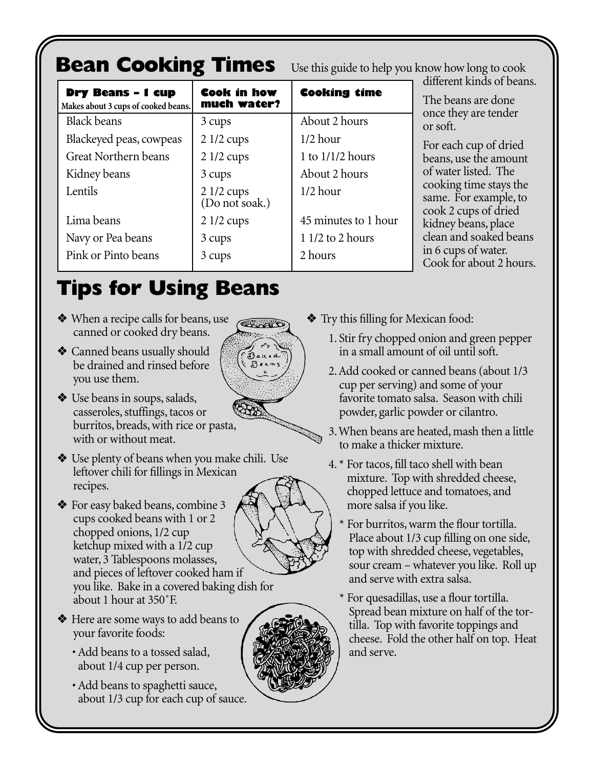## Bean Cooking Times

Use this guide to help you know how long to cook different kinds of beans.

| Dry Beans – 1 cup<br>Makes about 3 cups of cooked beans. | Cook in how much water? | Cooking time |
|---|---|---|
| Black beans | 3 cups | About 2 hours |
| Blackeyed peas, cowpeas | 2 1/2 cups | 1/2 hour |
| Great Northern beans | 2 1/2 cups | 1 to 1/1/2 hours |
| Kidney beans | 3 cups | About 2 hours |
| Lentils | 2 1/2 cups (Do not soak.) | 1/2 hour |
| Lima beans | 2 1/2 cups | 45 minutes to 1 hour |
| Navy or Pea beans | 3 cups | 1 1/2 to 2 hours |
| Pink or Pinto beans | 3 cups | 2 hours |

The beans are done once they are tender or soft.

For each cup of dried beans, use the amount of water listed. The cooking time stays the same. For example, to cook 2 cups of dried kidney beans, place clean and soaked beans in 6 cups of water. Cook for about 2 hours.

## Tips for Using Beans

- ❖ When a recipe calls for beans, use canned or cooked dry beans.
- ❖ Canned beans usually should be drained and rinsed before you use them.
- ❖ Use beans in soups, salads, casseroles, stuffings, tacos or burritos, breads, with rice or pasta, with or without meat.
- ❖ Use plenty of beans when you make chili. Use leftover chili for fillings in Mexican recipes.
- ❖ For easy baked beans, combine 3 cups cooked beans with 1 or 2 chopped onions, 1/2 cup ketchup mixed with a 1/2 cup water, 3 Tablespoons molasses, and pieces of leftover cooked ham if you like. Bake in a covered baking dish for about 1 hour at 350˚F.
- ❖ Here are some ways to add beans to your favorite foods:
  - Add beans to a tossed salad, about 1/4 cup per person.
  - Add beans to spaghetti sauce, about 1/3 cup for each cup of sauce.
- ❖ Try this filling for Mexican food:
  1. Stir fry chopped onion and green pepper in a small amount of oil until soft.
  2. Add cooked or canned beans (about 1/3 cup per serving) and some of your favorite tomato salsa. Season with chili powder, garlic powder or cilantro.
  3. When beans are heated, mash then a little to make a thicker mixture.
  4. * For tacos, fill taco shell with bean mixture. Top with shredded cheese, chopped lettuce and tomatoes, and more salsa if you like.

     * For burritos, warm the flour tortilla. Place about 1/3 cup filling on one side, top with shredded cheese, vegetables, sour cream – whatever you like. Roll up and serve with extra salsa.

     * For quesadillas, use a flour tortilla. Spread bean mixture on half of the tortilla. Top with favorite toppings and cheese. Fold the other half on top. Heat and serve.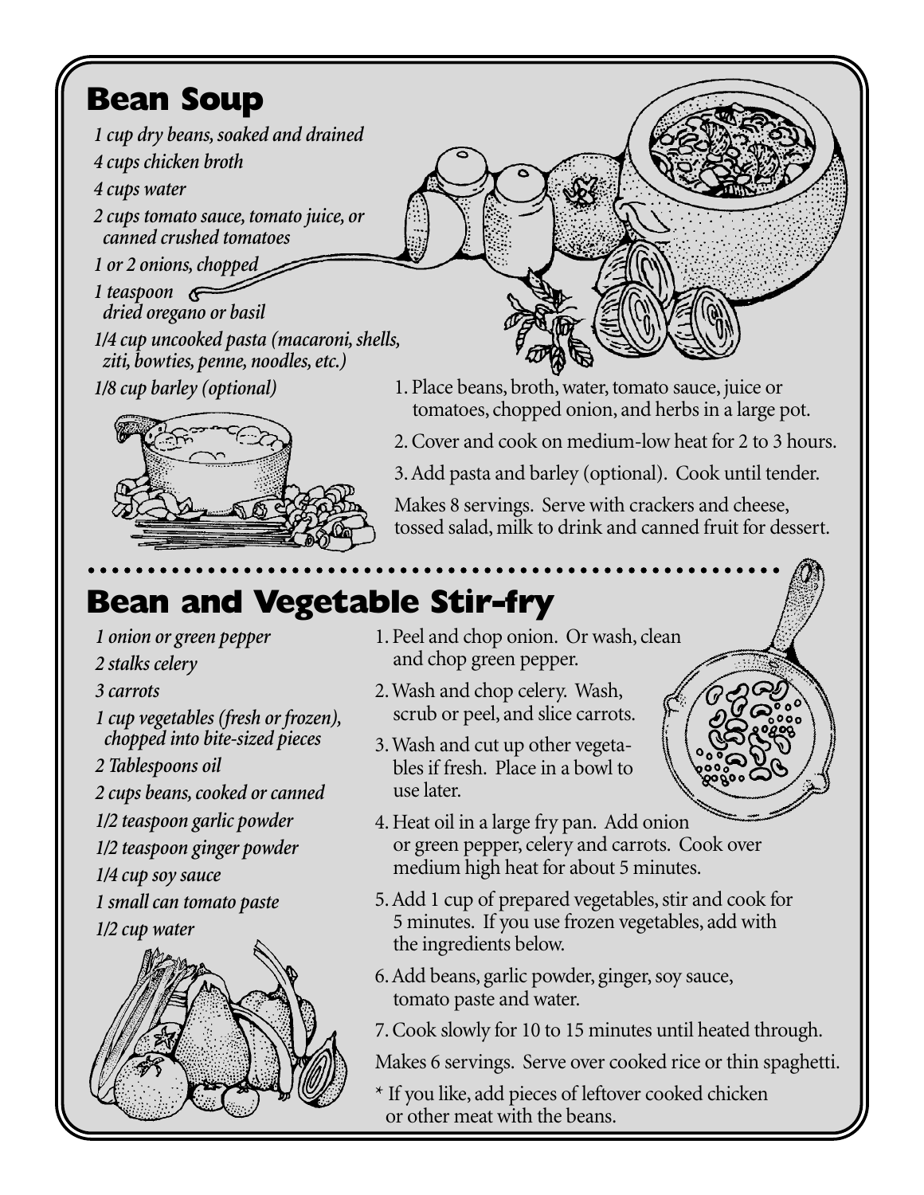# Bean Soup

- *1 cup dry beans, soaked and drained*
- *4 cups chicken broth*
- *4 cups water*
- *2 cups tomato sauce, tomato juice, or canned crushed tomatoes*
- *1 or 2 onions, chopped*
- *1 teaspoon dried oregano or basil*
- *1/4 cup uncooked pasta (macaroni, shells, ziti, bowties, penne, noodles, etc.)*
- *1/8 cup barley (optional)*

1. Place beans, broth, water, tomato sauce, juice or tomatoes, chopped onion, and herbs in a large pot.
2. Cover and cook on medium-low heat for 2 to 3 hours.
3. Add pasta and barley (optional). Cook until tender.

Makes 8 servings. Serve with crackers and cheese, tossed salad, milk to drink and canned fruit for dessert.

# Bean and Vegetable Stir-fry

- *1 onion or green pepper*
- *2 stalks celery*
- *3 carrots*
- *1 cup vegetables (fresh or frozen), chopped into bite-sized pieces*
- *2 Tablespoons oil*
- *2 cups beans, cooked or canned*
- *1/2 teaspoon garlic powder*
- *1/2 teaspoon ginger powder*
- *1/4 cup soy sauce*
- *1 small can tomato paste*
- *1/2 cup water*

1. Peel and chop onion. Or wash, clean and chop green pepper.
2. Wash and chop celery. Wash, scrub or peel, and slice carrots.
3. Wash and cut up other vegetables if fresh. Place in a bowl to use later.
4. Heat oil in a large fry pan. Add onion or green pepper, celery and carrots. Cook over medium high heat for about 5 minutes.
5. Add 1 cup of prepared vegetables, stir and cook for 5 minutes. If you use frozen vegetables, add with the ingredients below.
6. Add beans, garlic powder, ginger, soy sauce, tomato paste and water.
7. Cook slowly for 10 to 15 minutes until heated through.

Makes 6 servings. Serve over cooked rice or thin spaghetti.

\* If you like, add pieces of leftover cooked chicken or other meat with the beans.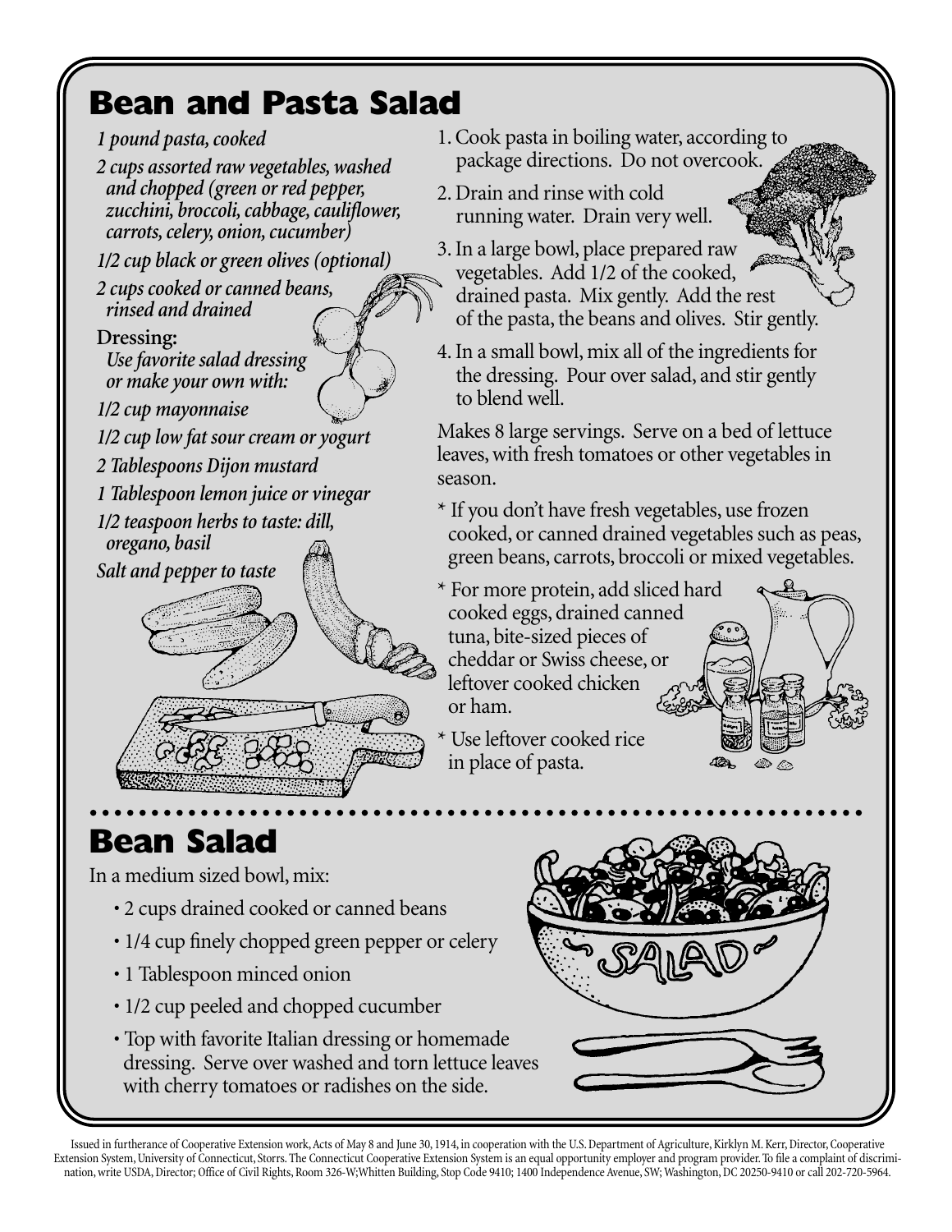## Bean and Pasta Salad

*1 pound pasta, cooked*

*2 cups assorted raw vegetables, washed and chopped (green or red pepper, zucchini, broccoli, cabbage, cauliflower, carrots, celery, onion, cucumber)*

*1/2 cup black or green olives (optional)*

*2 cups cooked or canned beans, rinsed and drained*

Dressing:
*Use favorite salad dressing or make your own with:*

*1/2 cup mayonnaise*

*1/2 cup low fat sour cream or yogurt*

*2 Tablespoons Dijon mustard*

*1 Tablespoon lemon juice or vinegar*

*1/2 teaspoon herbs to taste: dill, oregano, basil*

*Salt and pepper to taste*

1. Cook pasta in boiling water, according to package directions. Do not overcook.
2. Drain and rinse with cold running water. Drain very well.
3. In a large bowl, place prepared raw vegetables. Add 1/2 of the cooked, drained pasta. Mix gently. Add the rest of the pasta, the beans and olives. Stir gently.
4. In a small bowl, mix all of the ingredients for the dressing. Pour over salad, and stir gently to blend well.

Makes 8 large servings. Serve on a bed of lettuce leaves, with fresh tomatoes or other vegetables in season.

* If you don't have fresh vegetables, use frozen cooked, or canned drained vegetables such as peas, green beans, carrots, broccoli or mixed vegetables.
* For more protein, add sliced hard cooked eggs, drained canned tuna, bite-sized pieces of cheddar or Swiss cheese, or leftover cooked chicken or ham.
* Use leftover cooked rice in place of pasta.

## Bean Salad

In a medium sized bowl, mix:

- 2 cups drained cooked or canned beans
- 1/4 cup finely chopped green pepper or celery
- 1 Tablespoon minced onion
- 1/2 cup peeled and chopped cucumber
- Top with favorite Italian dressing or homemade dressing. Serve over washed and torn lettuce leaves with cherry tomatoes or radishes on the side.

Issued in furtherance of Cooperative Extension work, Acts of May 8 and June 30, 1914, in cooperation with the U.S. Department of Agriculture, Kirklyn M. Kerr, Director, Cooperative Extension System, University of Connecticut, Storrs. The Connecticut Cooperative Extension System is an equal opportunity employer and program provider. To file a complaint of discrimination, write USDA, Director; Office of Civil Rights, Room 326-W;Whitten Building, Stop Code 9410; 1400 Independence Avenue, SW; Washington, DC 20250-9410 or call 202-720-5964.